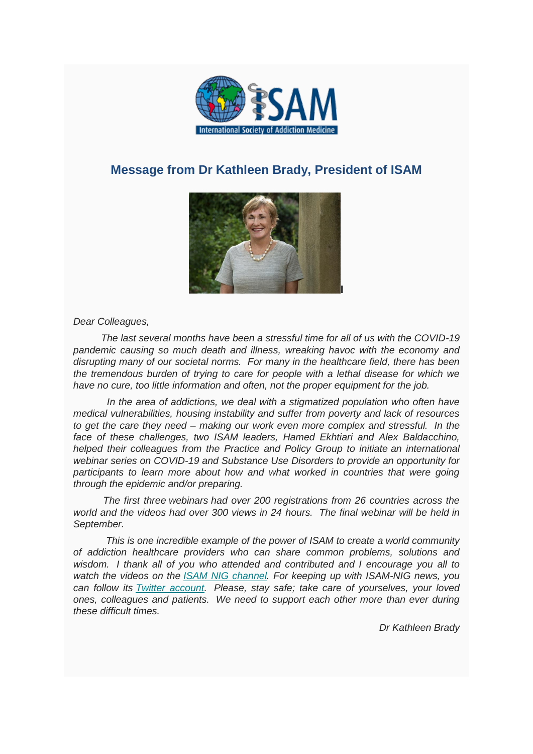## Message from Dr Kathleen Brady, President of ISAM

*Dear Colleagues,*

*The last several months have been a stressful time for all of us with the COVID-19 pandemic causing so much death and illness, wreaking havoc with the economy and disrupting many of our societal norms. For many in the healthcare field, there has been the tremendous burden of trying to care for people with a lethal disease for which we have no cure, too little information and often, not the proper equipment for the job.*

*In the area of addictions, we deal with a stigmatized population who often have medical vulnerabilities, housing instability and suffer from poverty and lack of resources to get the care they need – making our work even more complex and stressful. In the face of these challenges, two ISAM leaders, Hamed Ekhtiari and Alex Baldacchino, helped their colleagues from the Practice and Policy Group to initiate an international webinar series on COVID-19 and Substance Use Disorders to provide an opportunity for participants to learn more about how and what worked in countries that were going through the epidemic and/or preparing.*

*The first three webinars had over 200 registrations from 26 countries across the world and the videos had over 300 views in 24 hours. The final webinar will be held in September.*

*This is one incredible example of the power of ISAM to create a world community of addiction healthcare providers who can share common problems, solutions and wisdom. I thank all of you who attended and contributed and I encourage you all to watch the videos on the ISAM NIG channel. For keeping up with ISAM-NIG news, you can follow its Twitter account. Please, stay safe; take care of yourselves, your loved ones, colleagues and patients. We need to support each other more than ever during these difficult times.*

*Dr Kathleen Brady*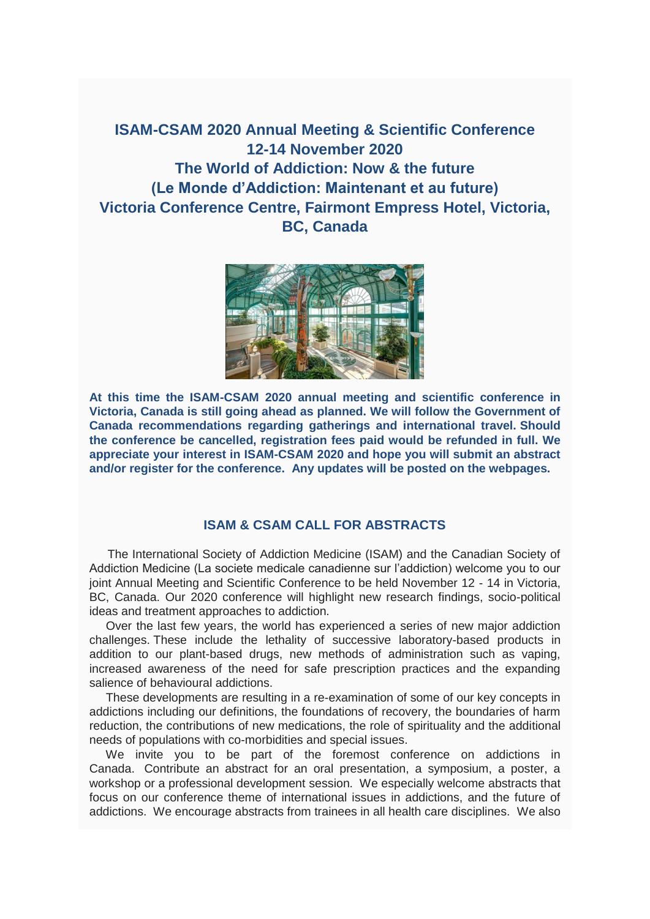# ISAM-CSAM 2020 Annual Meeting & Scientific Conference
## 12-14 November 2020
## The World of Addiction: Now & the future
## (Le Monde d'Addiction: Maintenant et au future)
## Victoria Conference Centre, Fairmont Empress Hotel, Victoria, BC, Canada

**At this time the ISAM-CSAM 2020 annual meeting and scientific conference in Victoria, Canada is still going ahead as planned. We will follow the Government of Canada recommendations regarding gatherings and international travel. Should the conference be cancelled, registration fees paid would be refunded in full. We appreciate your interest in ISAM-CSAM 2020 and hope you will submit an abstract and/or register for the conference. Any updates will be posted on the webpages.**

## ISAM & CSAM CALL FOR ABSTRACTS

The International Society of Addiction Medicine (ISAM) and the Canadian Society of Addiction Medicine (La societe medicale canadienne sur l'addiction) welcome you to our joint Annual Meeting and Scientific Conference to be held November 12 - 14 in Victoria, BC, Canada. Our 2020 conference will highlight new research findings, socio-political ideas and treatment approaches to addiction.

Over the last few years, the world has experienced a series of new major addiction challenges. These include the lethality of successive laboratory-based products in addition to our plant-based drugs, new methods of administration such as vaping, increased awareness of the need for safe prescription practices and the expanding salience of behavioural addictions.

These developments are resulting in a re-examination of some of our key concepts in addictions including our definitions, the foundations of recovery, the boundaries of harm reduction, the contributions of new medications, the role of spirituality and the additional needs of populations with co-morbidities and special issues.

We invite you to be part of the foremost conference on addictions in Canada. Contribute an abstract for an oral presentation, a symposium, a poster, a workshop or a professional development session. We especially welcome abstracts that focus on our conference theme of international issues in addictions, and the future of addictions. We encourage abstracts from trainees in all health care disciplines. We also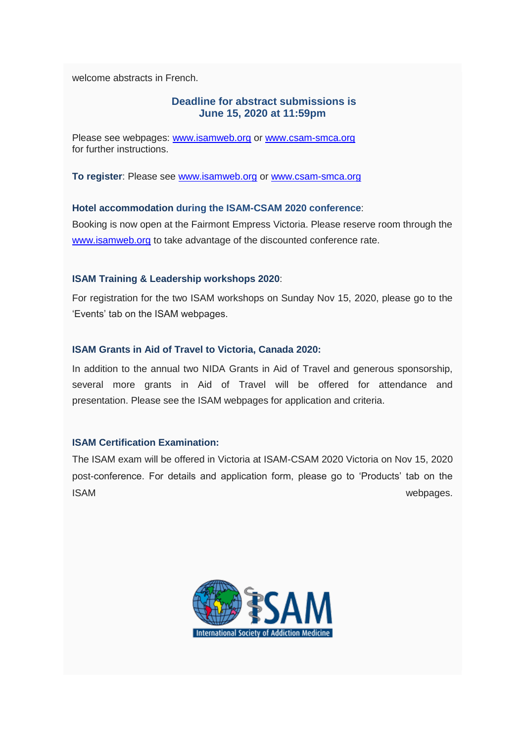welcome abstracts in French.

**Deadline for abstract submissions is June 15, 2020 at 11:59pm**

Please see webpages: www.isamweb.org or www.csam-smca.org for further instructions.

**To register**: Please see www.isamweb.org or www.csam-smca.org

**Hotel accommodation during the ISAM-CSAM 2020 conference**:

Booking is now open at the Fairmont Empress Victoria. Please reserve room through the www.isamweb.org to take advantage of the discounted conference rate.

**ISAM Training & Leadership workshops 2020**:

For registration for the two ISAM workshops on Sunday Nov 15, 2020, please go to the 'Events' tab on the ISAM webpages.

**ISAM Grants in Aid of Travel to Victoria, Canada 2020:**

In addition to the annual two NIDA Grants in Aid of Travel and generous sponsorship, several more grants in Aid of Travel will be offered for attendance and presentation. Please see the ISAM webpages for application and criteria.

**ISAM Certification Examination:**

The ISAM exam will be offered in Victoria at ISAM-CSAM 2020 Victoria on Nov 15, 2020 post-conference. For details and application form, please go to 'Products' tab on the ISAM webpages.

ISAM International Society of Addiction Medicine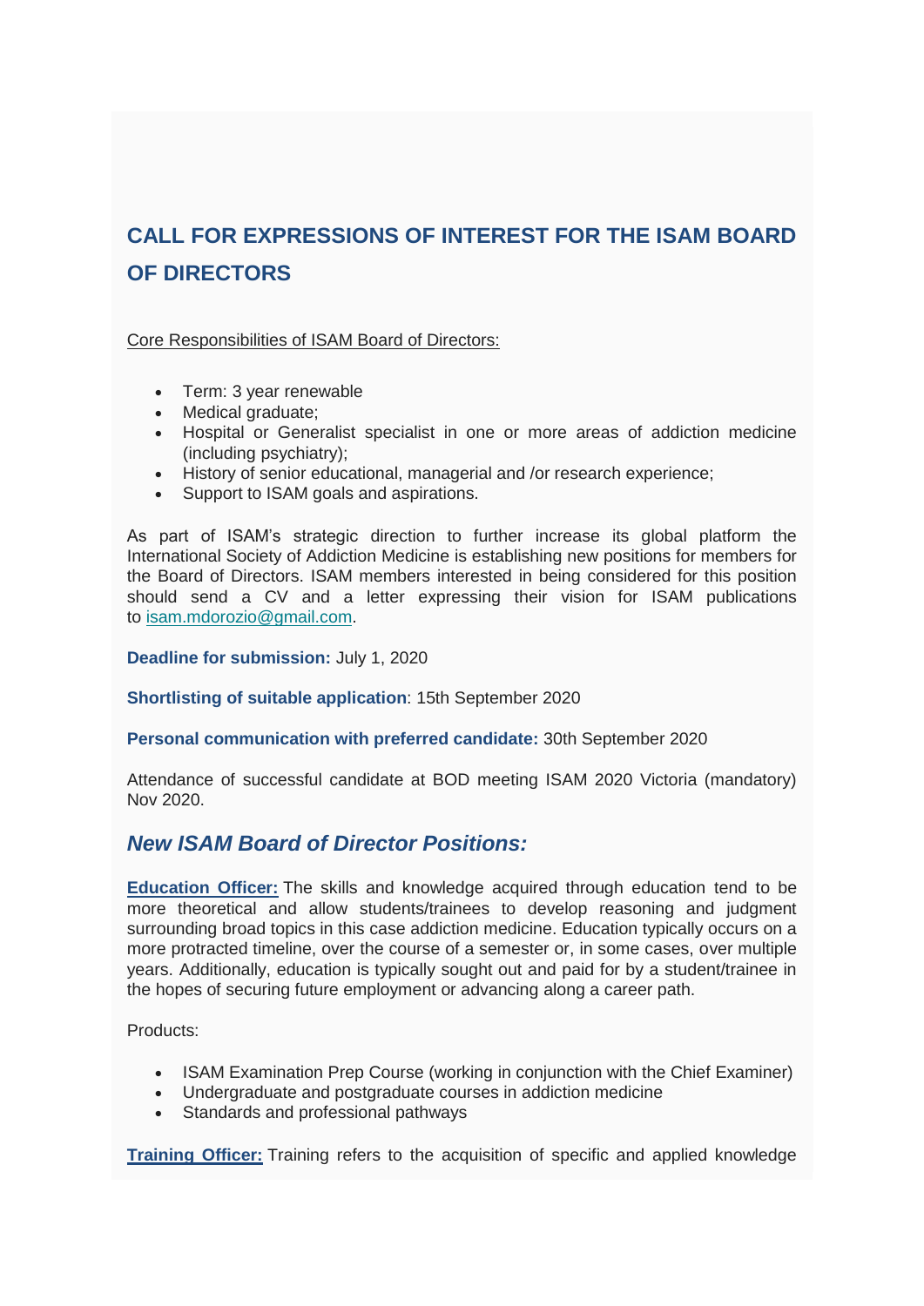## CALL FOR EXPRESSIONS OF INTEREST FOR THE ISAM BOARD OF DIRECTORS

Core Responsibilities of ISAM Board of Directors:

- Term: 3 year renewable
- Medical graduate;
- Hospital or Generalist specialist in one or more areas of addiction medicine (including psychiatry);
- History of senior educational, managerial and /or research experience;
- Support to ISAM goals and aspirations.

As part of ISAM's strategic direction to further increase its global platform the International Society of Addiction Medicine is establishing new positions for members for the Board of Directors. ISAM members interested in being considered for this position should send a CV and a letter expressing their vision for ISAM publications to isam.mdorozio@gmail.com.

**Deadline for submission:** July 1, 2020

**Shortlisting of suitable application**: 15th September 2020

**Personal communication with preferred candidate:** 30th September 2020

Attendance of successful candidate at BOD meeting ISAM 2020 Victoria (mandatory) Nov 2020.

### *New ISAM Board of Director Positions:*

**Education Officer:** The skills and knowledge acquired through education tend to be more theoretical and allow students/trainees to develop reasoning and judgment surrounding broad topics in this case addiction medicine. Education typically occurs on a more protracted timeline, over the course of a semester or, in some cases, over multiple years. Additionally, education is typically sought out and paid for by a student/trainee in the hopes of securing future employment or advancing along a career path.

Products:

- ISAM Examination Prep Course (working in conjunction with the Chief Examiner)
- Undergraduate and postgraduate courses in addiction medicine
- Standards and professional pathways

**Training Officer:** Training refers to the acquisition of specific and applied knowledge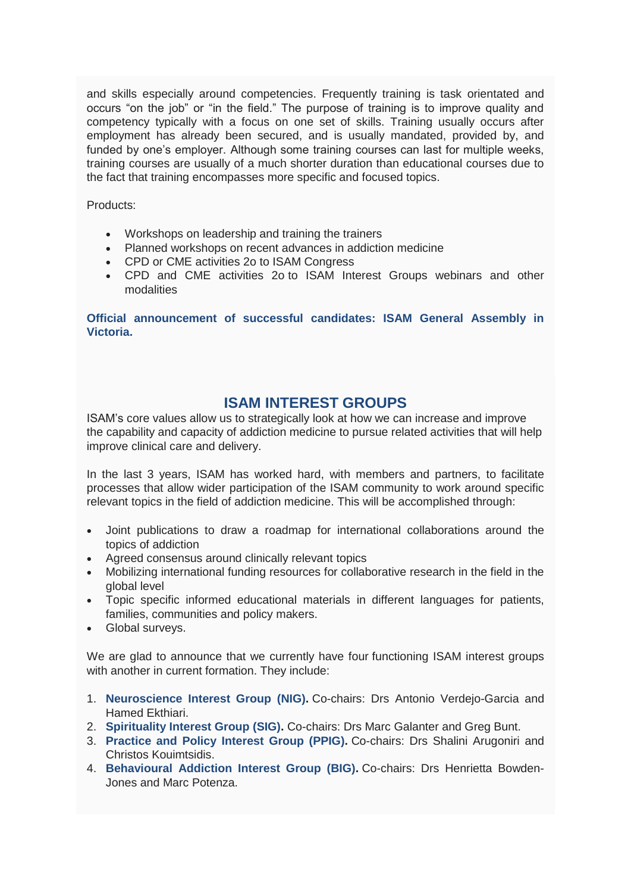and skills especially around competencies. Frequently training is task orientated and occurs “on the job” or “in the field.” The purpose of training is to improve quality and competency typically with a focus on one set of skills. Training usually occurs after employment has already been secured, and is usually mandated, provided by, and funded by one’s employer. Although some training courses can last for multiple weeks, training courses are usually of a much shorter duration than educational courses due to the fact that training encompasses more specific and focused topics.

Products:

- Workshops on leadership and training the trainers
- Planned workshops on recent advances in addiction medicine
- CPD or CME activities 2o to ISAM Congress
- CPD and CME activities 2o to ISAM Interest Groups webinars and other modalities

**Official announcement of successful candidates: ISAM General Assembly in Victoria.**

## ISAM INTEREST GROUPS

ISAM’s core values allow us to strategically look at how we can increase and improve the capability and capacity of addiction medicine to pursue related activities that will help improve clinical care and delivery.

In the last 3 years, ISAM has worked hard, with members and partners, to facilitate processes that allow wider participation of the ISAM community to work around specific relevant topics in the field of addiction medicine. This will be accomplished through:

- Joint publications to draw a roadmap for international collaborations around the topics of addiction
- Agreed consensus around clinically relevant topics
- Mobilizing international funding resources for collaborative research in the field in the global level
- Topic specific informed educational materials in different languages for patients, families, communities and policy makers.
- Global surveys.

We are glad to announce that we currently have four functioning ISAM interest groups with another in current formation. They include:

1. **Neuroscience Interest Group (NIG).** Co-chairs: Drs Antonio Verdejo-Garcia and Hamed Ekthiari.
2. **Spirituality Interest Group (SIG).** Co-chairs: Drs Marc Galanter and Greg Bunt.
3. **Practice and Policy Interest Group (PPIG).** Co-chairs: Drs Shalini Arugoniri and Christos Kouimtsidis.
4. **Behavioural Addiction Interest Group (BIG).** Co-chairs: Drs Henrietta Bowden-Jones and Marc Potenza.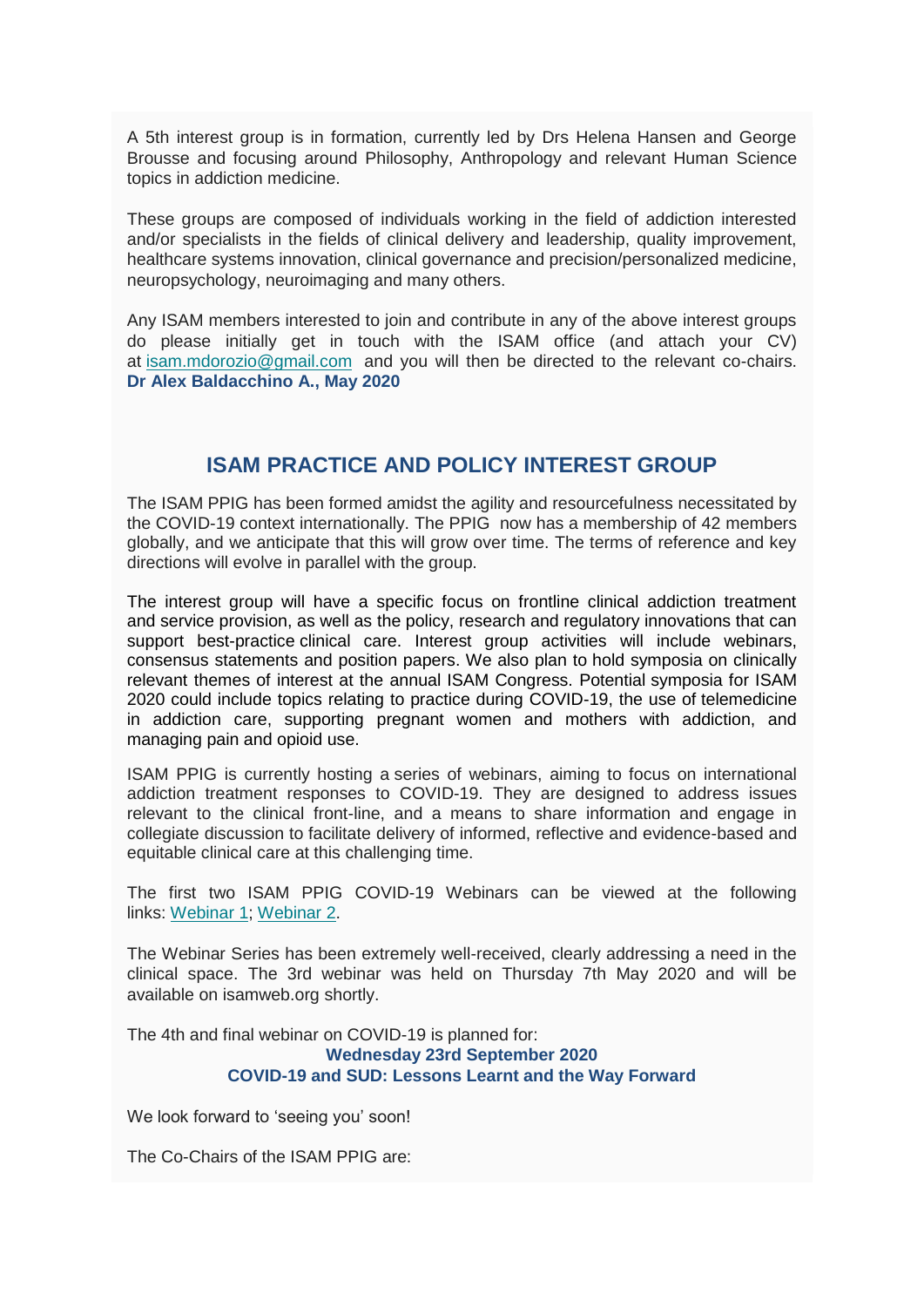A 5th interest group is in formation, currently led by Drs Helena Hansen and George Brousse and focusing around Philosophy, Anthropology and relevant Human Science topics in addiction medicine.

These groups are composed of individuals working in the field of addiction interested and/or specialists in the fields of clinical delivery and leadership, quality improvement, healthcare systems innovation, clinical governance and precision/personalized medicine, neuropsychology, neuroimaging and many others.

Any ISAM members interested to join and contribute in any of the above interest groups do please initially get in touch with the ISAM office (and attach your CV) at isam.mdorozio@gmail.com and you will then be directed to the relevant co-chairs. **Dr Alex Baldacchino A., May 2020**

## ISAM PRACTICE AND POLICY INTEREST GROUP

The ISAM PPIG has been formed amidst the agility and resourcefulness necessitated by the COVID-19 context internationally. The PPIG now has a membership of 42 members globally, and we anticipate that this will grow over time. The terms of reference and key directions will evolve in parallel with the group.

The interest group will have a specific focus on frontline clinical addiction treatment and service provision, as well as the policy, research and regulatory innovations that can support best-practice clinical care. Interest group activities will include webinars, consensus statements and position papers. We also plan to hold symposia on clinically relevant themes of interest at the annual ISAM Congress. Potential symposia for ISAM 2020 could include topics relating to practice during COVID-19, the use of telemedicine in addiction care, supporting pregnant women and mothers with addiction, and managing pain and opioid use.

ISAM PPIG is currently hosting a series of webinars, aiming to focus on international addiction treatment responses to COVID-19. They are designed to address issues relevant to the clinical front-line, and a means to share information and engage in collegiate discussion to facilitate delivery of informed, reflective and evidence-based and equitable clinical care at this challenging time.

The first two ISAM PPIG COVID-19 Webinars can be viewed at the following links: Webinar 1; Webinar 2.

The Webinar Series has been extremely well-received, clearly addressing a need in the clinical space. The 3rd webinar was held on Thursday 7th May 2020 and will be available on isamweb.org shortly.

The 4th and final webinar on COVID-19 is planned for:

**Wednesday 23rd September 2020**
**COVID-19 and SUD: Lessons Learnt and the Way Forward**

We look forward to 'seeing you' soon!

The Co-Chairs of the ISAM PPIG are: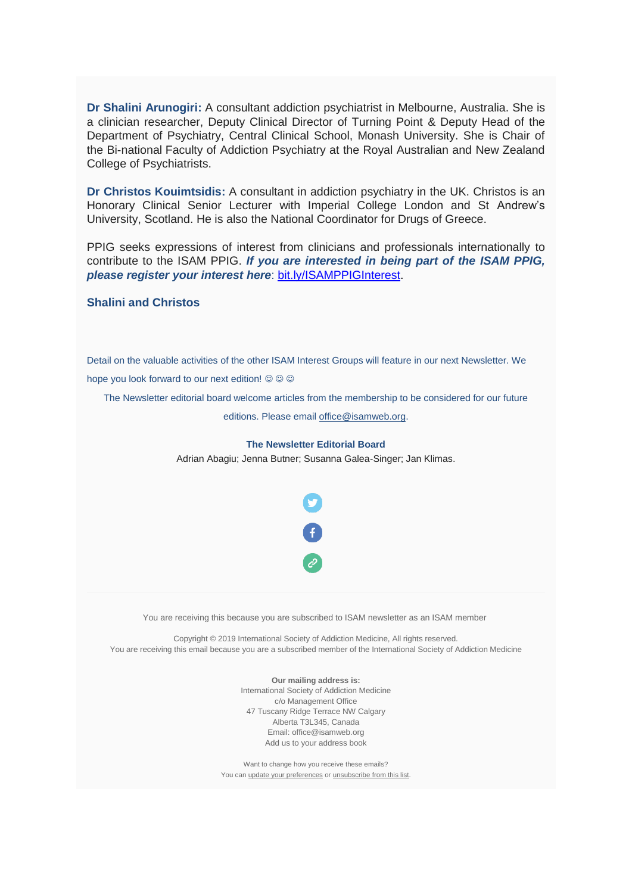**Dr Shalini Arunogiri:** A consultant addiction psychiatrist in Melbourne, Australia. She is a clinician researcher, Deputy Clinical Director of Turning Point & Deputy Head of the Department of Psychiatry, Central Clinical School, Monash University. She is Chair of the Bi-national Faculty of Addiction Psychiatry at the Royal Australian and New Zealand College of Psychiatrists.

**Dr Christos Kouimtsidis:** A consultant in addiction psychiatry in the UK. Christos is an Honorary Clinical Senior Lecturer with Imperial College London and St Andrew's University, Scotland. He is also the National Coordinator for Drugs of Greece.

PPIG seeks expressions of interest from clinicians and professionals internationally to contribute to the ISAM PPIG. ***If you are interested in being part of the ISAM PPIG, please register your interest here***: bit.ly/ISAMPPIGInterest.

**Shalini and Christos**

Detail on the valuable activities of the other ISAM Interest Groups will feature in our next Newsletter. We hope you look forward to our next edition! ☺ ☺ ☺

The Newsletter editorial board welcome articles from the membership to be considered for our future editions. Please email office@isamweb.org.

**The Newsletter Editorial Board**

Adrian Abagiu; Jenna Butner; Susanna Galea-Singer; Jan Klimas.

You are receiving this because you are subscribed to ISAM newsletter as an ISAM member

Copyright © 2019 International Society of Addiction Medicine, All rights reserved.
You are receiving this email because you are a subscribed member of the International Society of Addiction Medicine

**Our mailing address is:**
International Society of Addiction Medicine
c/o Management Office
47 Tuscany Ridge Terrace NW Calgary
Alberta T3L345, Canada
Email: office@isamweb.org
Add us to your address book

Want to change how you receive these emails?
You can update your preferences or unsubscribe from this list.